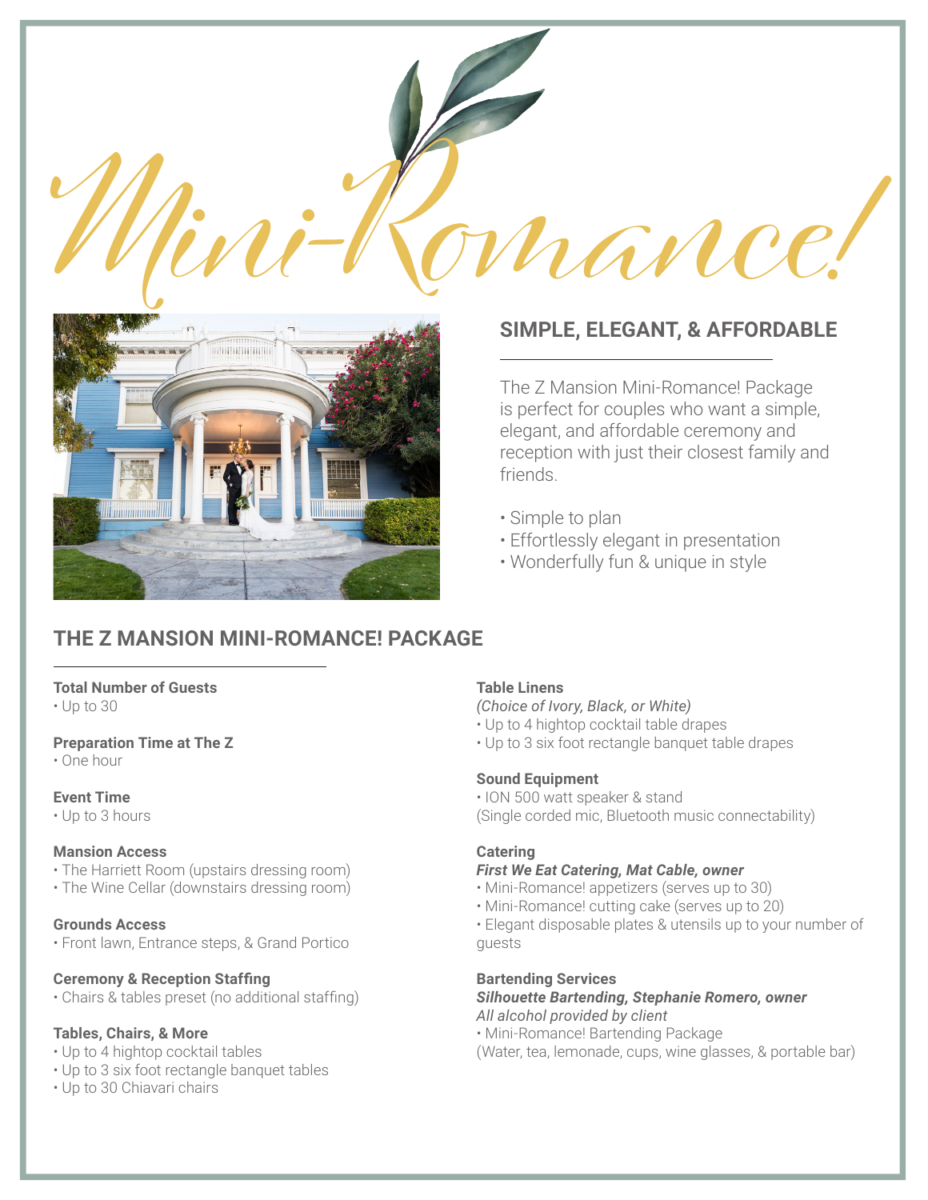# Mini-Romance!

## SIMPLE, ELEGANT, & AFFORDABLE

The Z Mansion Mini-Romance! Package is perfect for couples who want a simple, elegant, and affordable ceremony and reception with just their closest family and friends.

- Simple to plan
- Effortlessly elegant in presentation
- Wonderfully fun & unique in style

## THE Z MANSION MINI-ROMANCE! PACKAGE

**Total Number of Guests**
- Up to 30

**Preparation Time at The Z**
- One hour

**Event Time**
- Up to 3 hours

**Mansion Access**
- The Harriett Room (upstairs dressing room)
- The Wine Cellar (downstairs dressing room)

**Grounds Access**
- Front lawn, Entrance steps, & Grand Portico

**Ceremony & Reception Staffing**
- Chairs & tables preset (no additional staffing)

**Tables, Chairs, & More**
- Up to 4 hightop cocktail tables
- Up to 3 six foot rectangle banquet tables
- Up to 30 Chiavari chairs

**Table Linens**
*(Choice of Ivory, Black, or White)*
- Up to 4 hightop cocktail table drapes
- Up to 3 six foot rectangle banquet table drapes

**Sound Equipment**
- ION 500 watt speaker & stand

(Single corded mic, Bluetooth music connectability)

**Catering**
***First We Eat Catering, Mat Cable, owner***
- Mini-Romance! appetizers (serves up to 30)
- Mini-Romance! cutting cake (serves up to 20)
- Elegant disposable plates & utensils up to your number of guests

**Bartending Services**
***Silhouette Bartending, Stephanie Romero, owner***
*All alcohol provided by client*
- Mini-Romance! Bartending Package

(Water, tea, lemonade, cups, wine glasses, & portable bar)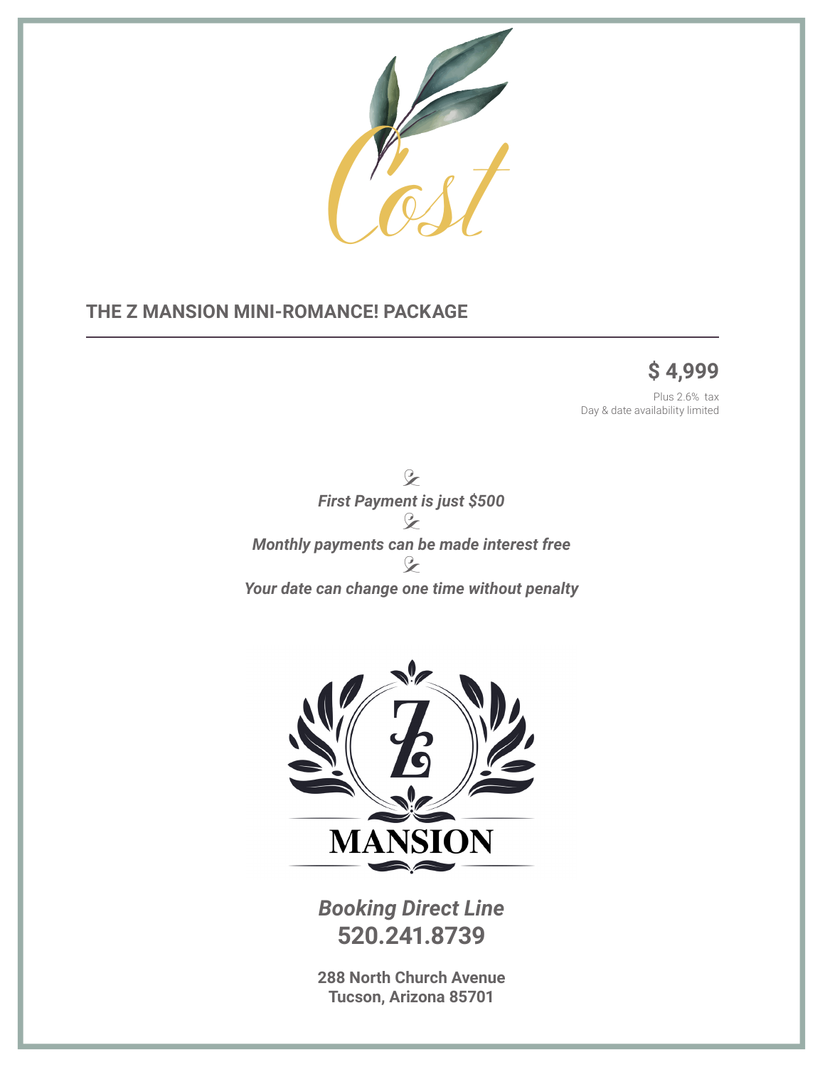# Cost

## THE Z MANSION MINI-ROMANCE! PACKAGE

**$ 4,999**

Plus 2.6% tax
Day & date availability limited

***First Payment is just $500***

***Monthly payments can be made interest free***

***Your date can change one time without penalty***

Z MANSION

***Booking Direct Line***
**520.241.8739**

**288 North Church Avenue**
**Tucson, Arizona 85701**